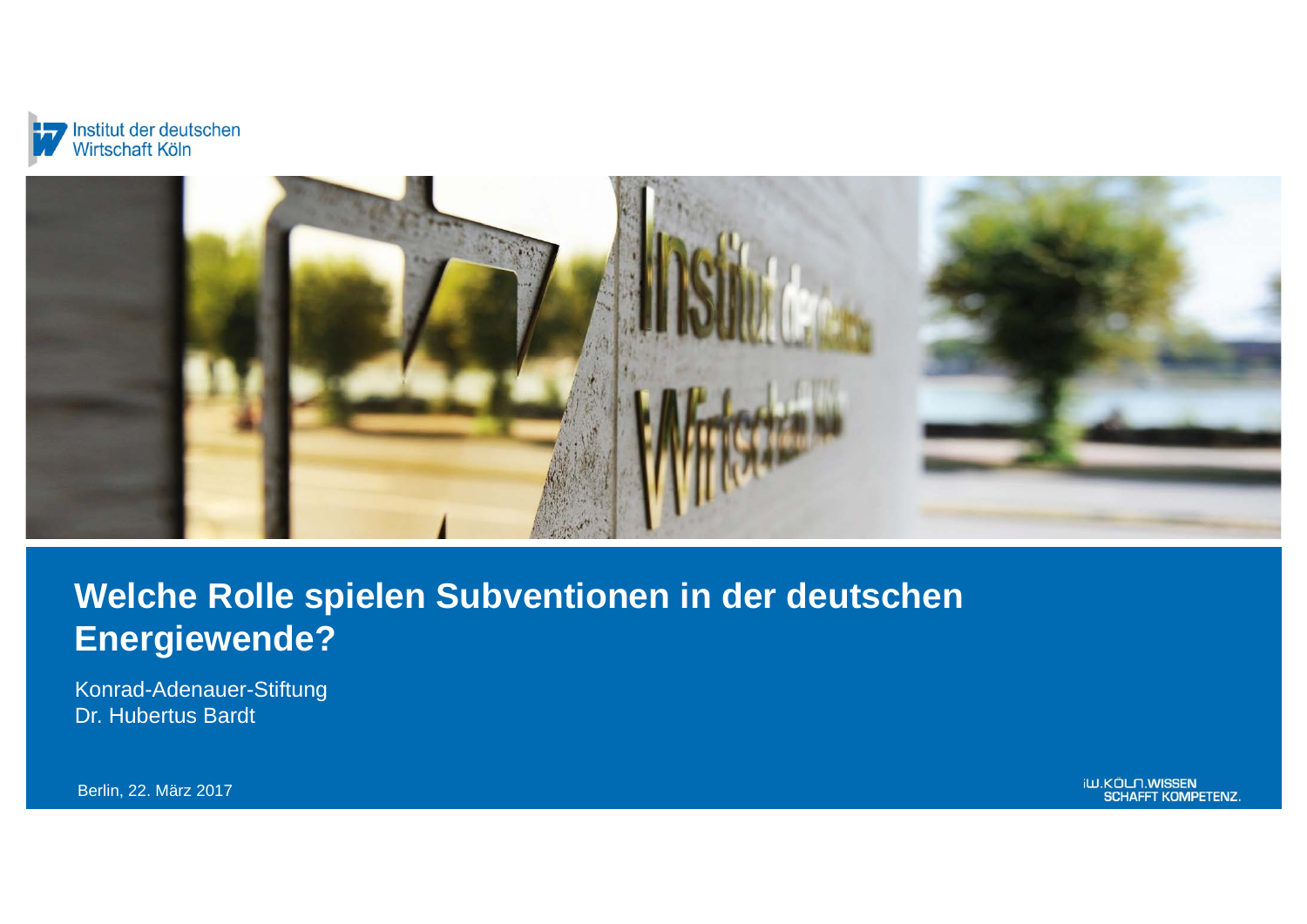Institut der deutschen Wirtschaft Köln

# Welche Rolle spielen Subventionen in der deutschen Energiewende?

Konrad-Adenauer-Stiftung
Dr. Hubertus Bardt

Berlin, 22. März 2017

IW.KÖLN.WISSEN SCHAFFT KOMPETENZ.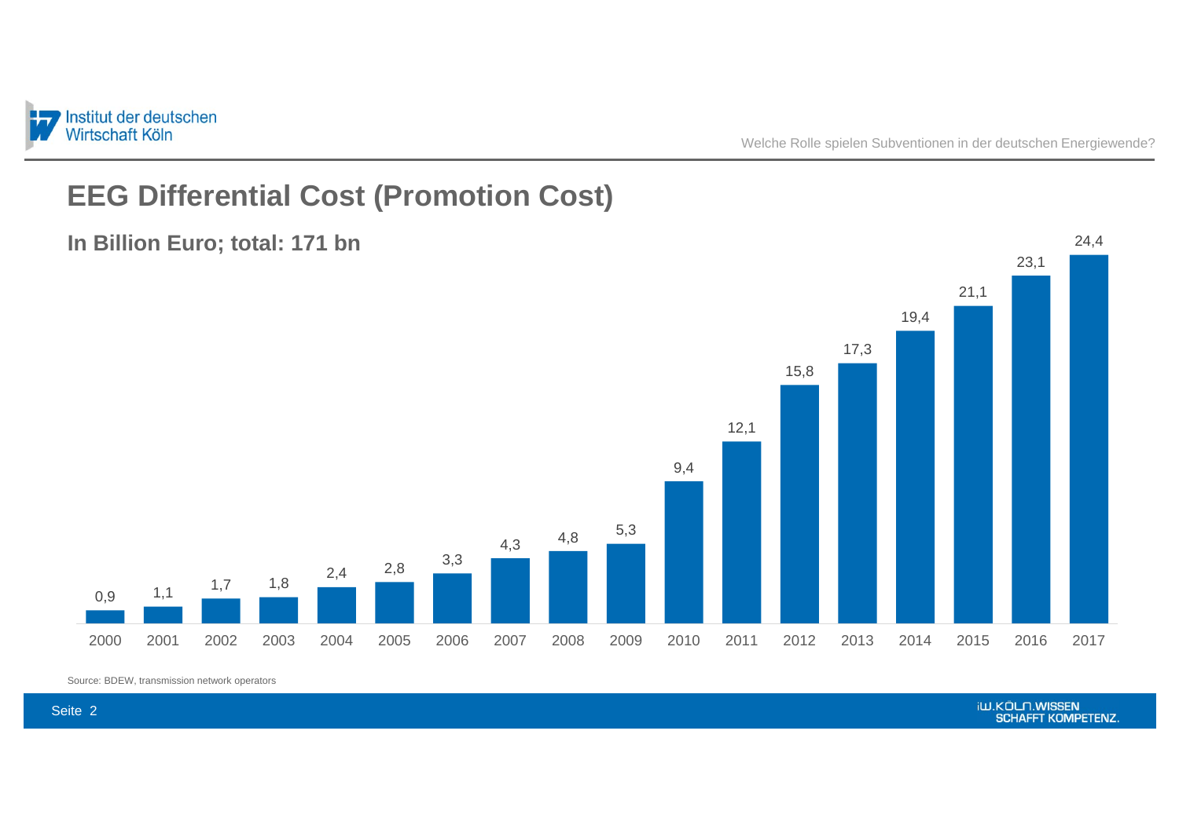# EEG Differential Cost (Promotion Cost)

## In Billion Euro; total: 171 bn

| Year | Value |
|---|---|
| 2000 | 0,9 |
| 2001 | 1,1 |
| 2002 | 1,7 |
| 2003 | 1,8 |
| 2004 | 2,4 |
| 2005 | 2,8 |
| 2006 | 3,3 |
| 2007 | 4,3 |
| 2008 | 4,8 |
| 2009 | 5,3 |
| 2010 | 9,4 |
| 2011 | 12,1 |
| 2012 | 15,8 |
| 2013 | 17,3 |
| 2014 | 19,4 |
| 2015 | 21,1 |
| 2016 | 23,1 |
| 2017 | 24,4 |

Source: BDEW, transmission network operators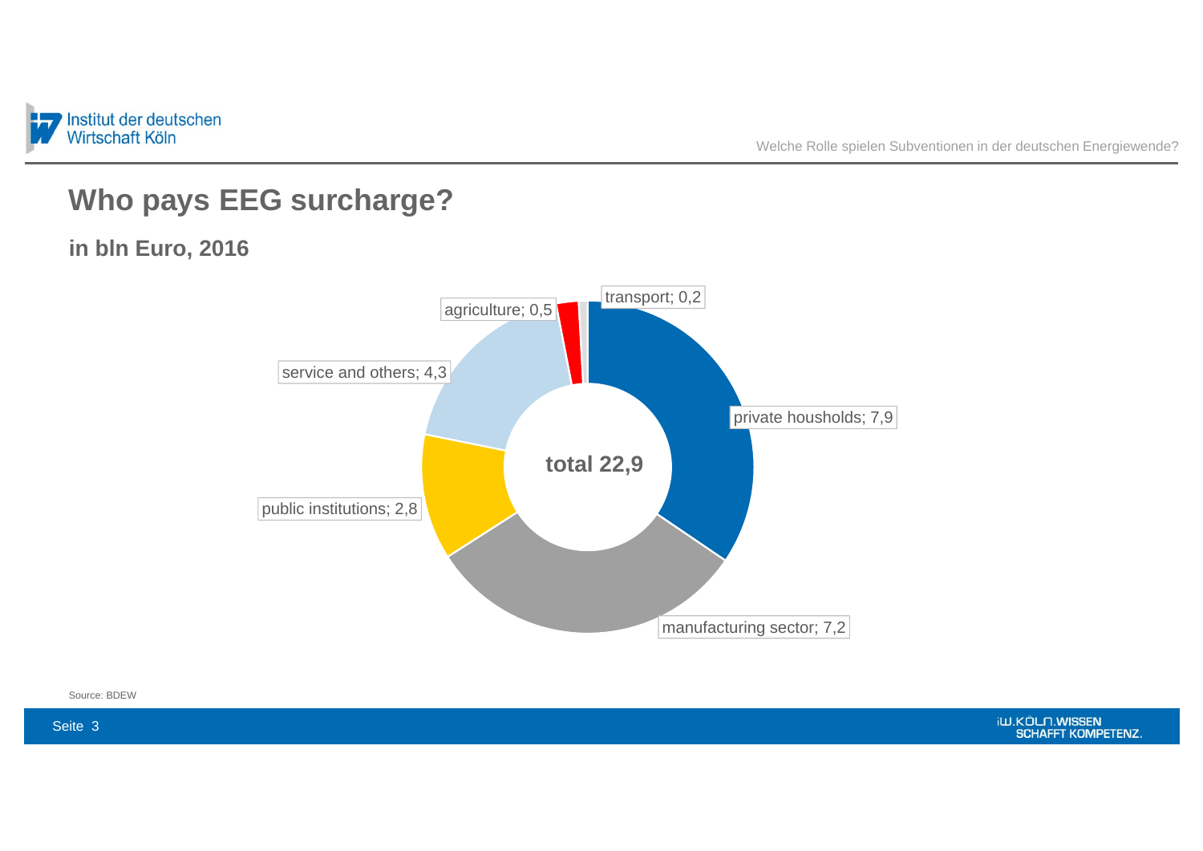# Who pays EEG surcharge?

## in bln Euro, 2016

- private housholds; 7,9
- manufacturing sector; 7,2
- public institutions; 2,8
- service and others; 4,3
- agriculture; 0,5
- transport; 0,2

total 22,9

Source: BDEW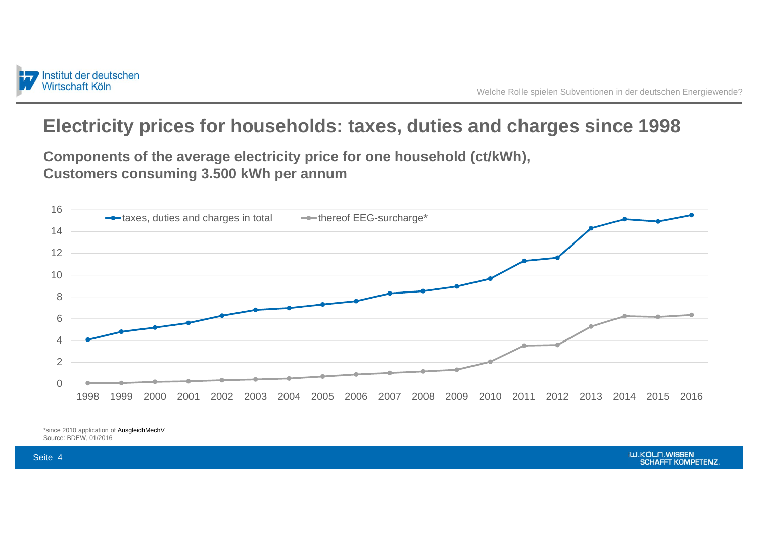# Electricity prices for households: taxes, duties and charges since 1998

**Components of the average electricity price for one household (ct/kWh), Customers consuming 3.500 kWh per annum**

Legend: taxes, duties and charges in total; thereof EEG-surcharge*

Y-axis: 0, 2, 4, 6, 8, 10, 12, 14, 16

X-axis: 1998, 1999, 2000, 2001, 2002, 2003, 2004, 2005, 2006, 2007, 2008, 2009, 2010, 2011, 2012, 2013, 2014, 2015, 2016

*since 2010 application of AusgleichMechV
Source: BDEW, 01/2016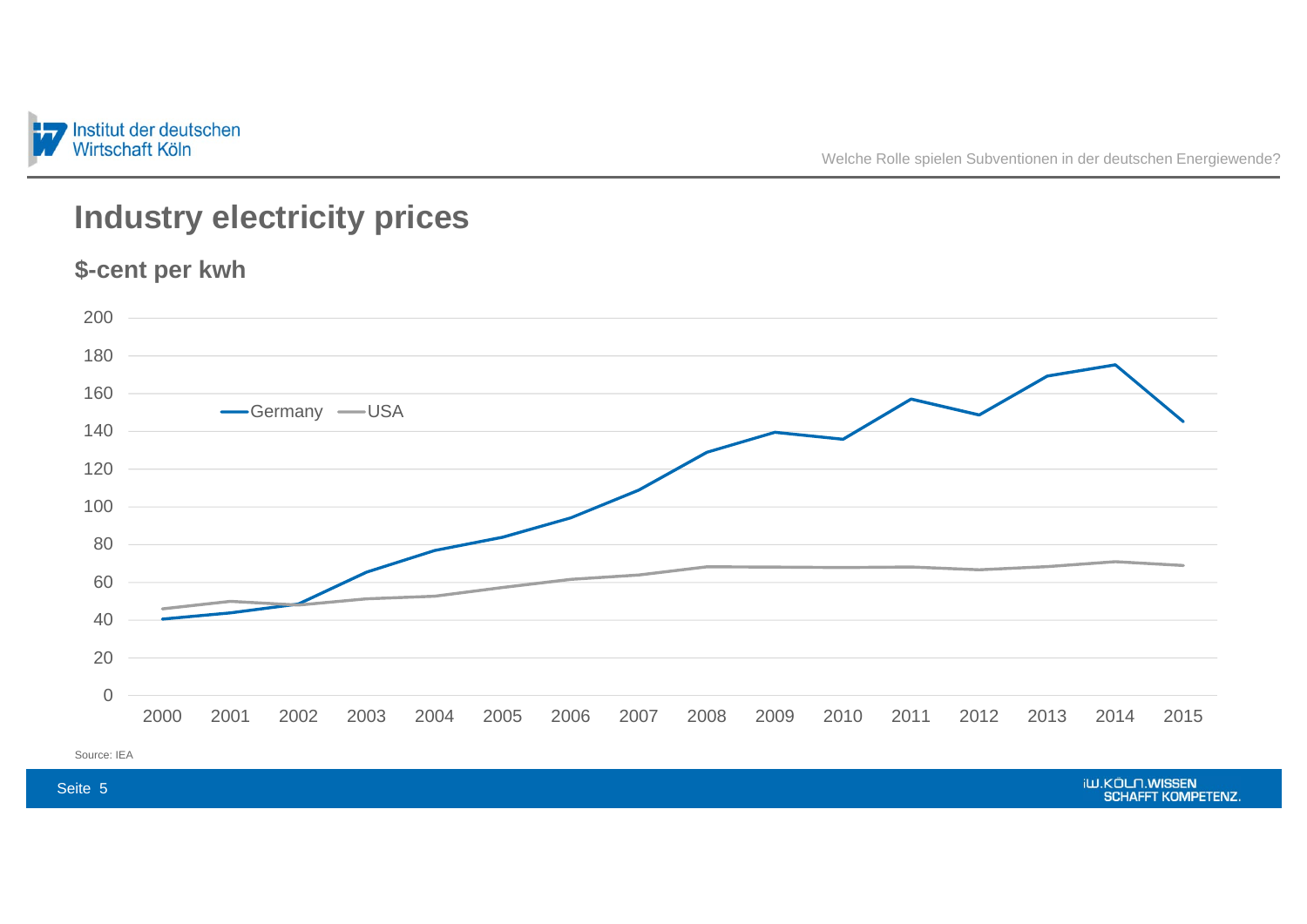# Industry electricity prices

## $-cent per kwh

Germany — USA

Source: IEA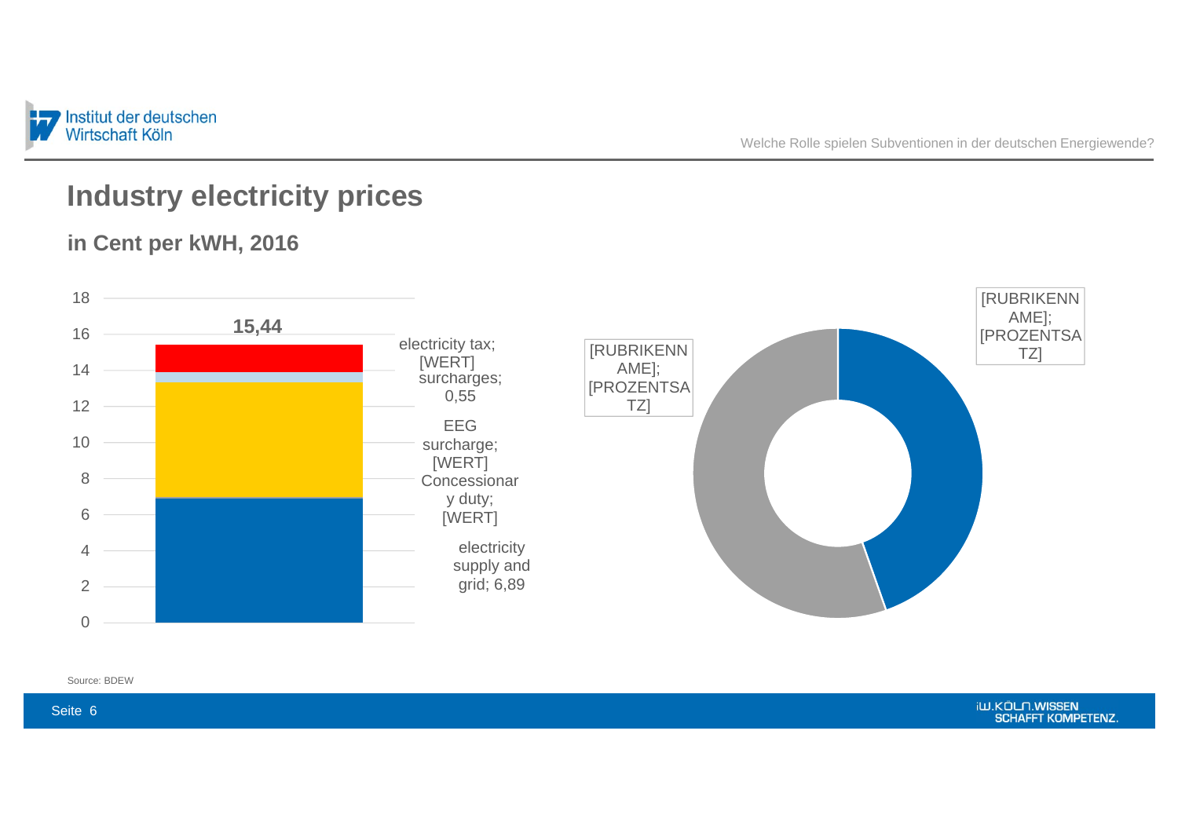# Industry electricity prices

## in Cent per kWH, 2016

18
16
14
12
10
8
6
4
2
0

15,44

electricity tax; [WERT]
surcharges; 0,55
EEG surcharge; [WERT]
Concessionary duty; [WERT]
electricity supply and grid; 6,89

[RUBRIKENNAME]; [PROZENTSATZ]

[RUBRIKENNAME]; [PROZENTSATZ]

Source: BDEW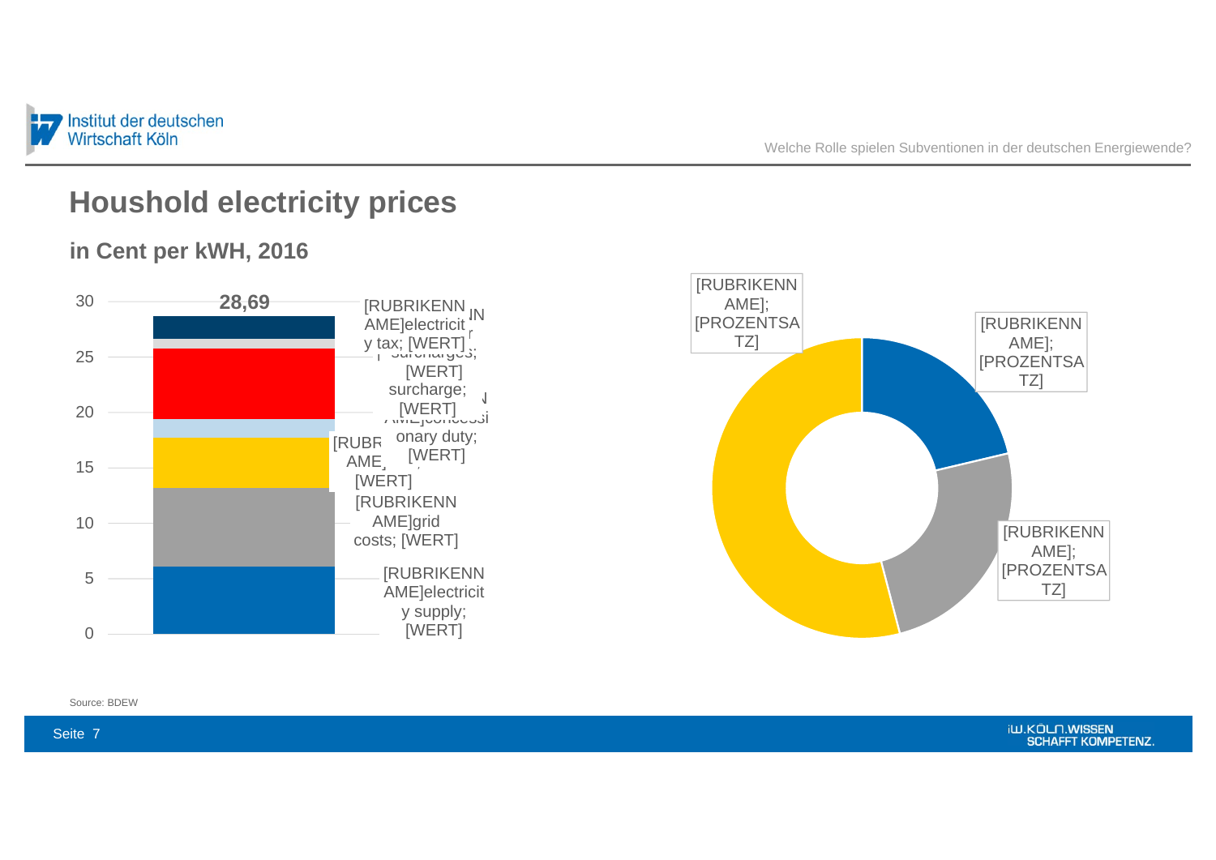# Houshold electricity prices

## in Cent per kWH, 2016

30

28,69

25

20

15

10

5

0

[RUBRIKENNAME]electricity tax; [WERT]

[RUBRIKENNAME] surcharges; [WERT]

surcharge; [WERT]

[RUBRIKENNAME]concessionary duty; [WERT]

[RUBRIKENNAME]; [WERT]

[RUBRIKENNAME]grid costs; [WERT]

[RUBRIKENNAME]electricity supply; [WERT]

[RUBRIKENNAME]; [PROZENTSATZ]

[RUBRIKENNAME]; [PROZENTSATZ]

[RUBRIKENNAME]; [PROZENTSATZ]

Source: BDEW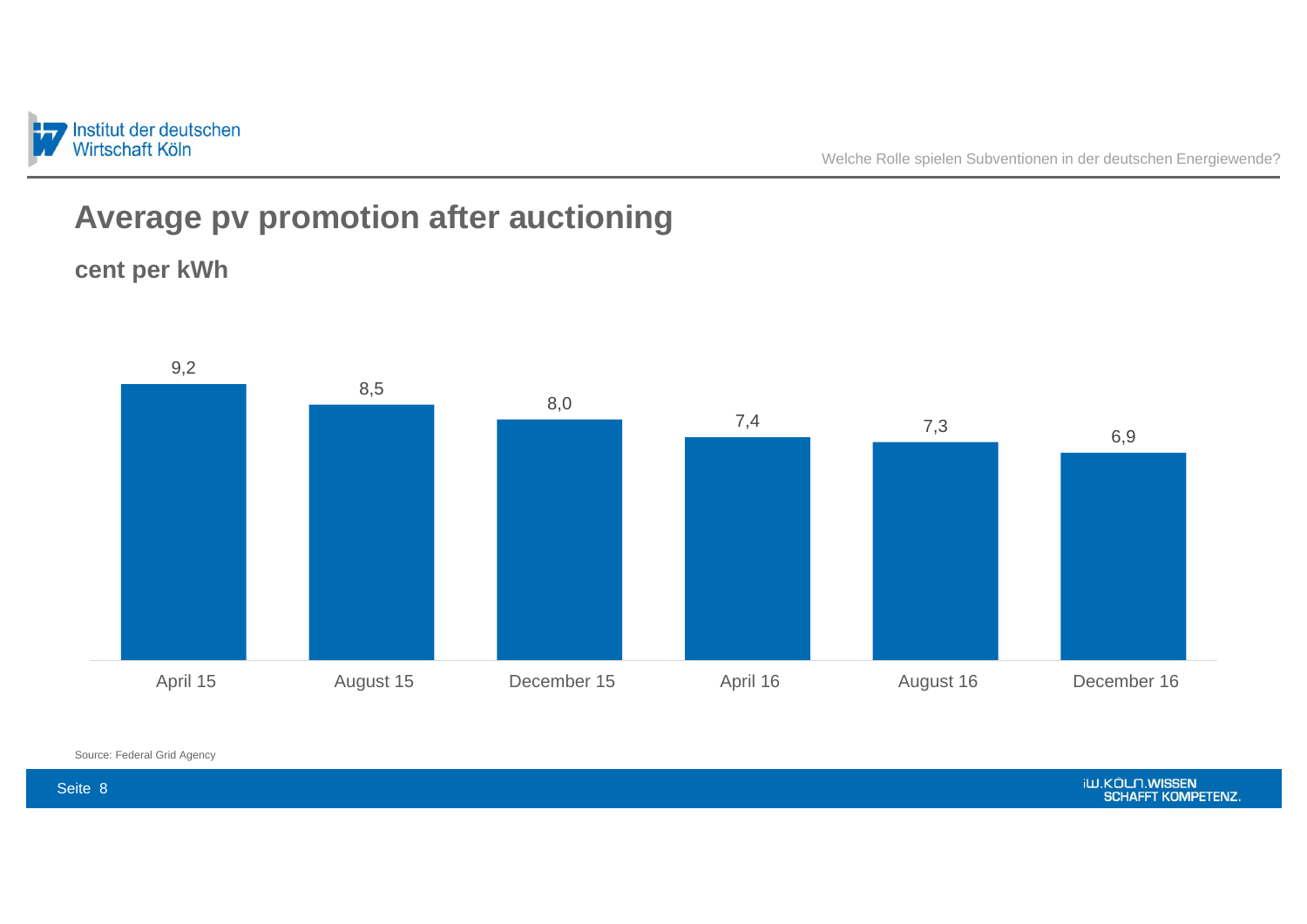# Average pv promotion after auctioning

## cent per kWh

| April 15 | August 15 | December 15 | April 16 | August 16 | December 16 |
|---|---|---|---|---|---|
| 9,2 | 8,5 | 8,0 | 7,4 | 7,3 | 6,9 |

Source: Federal Grid Agency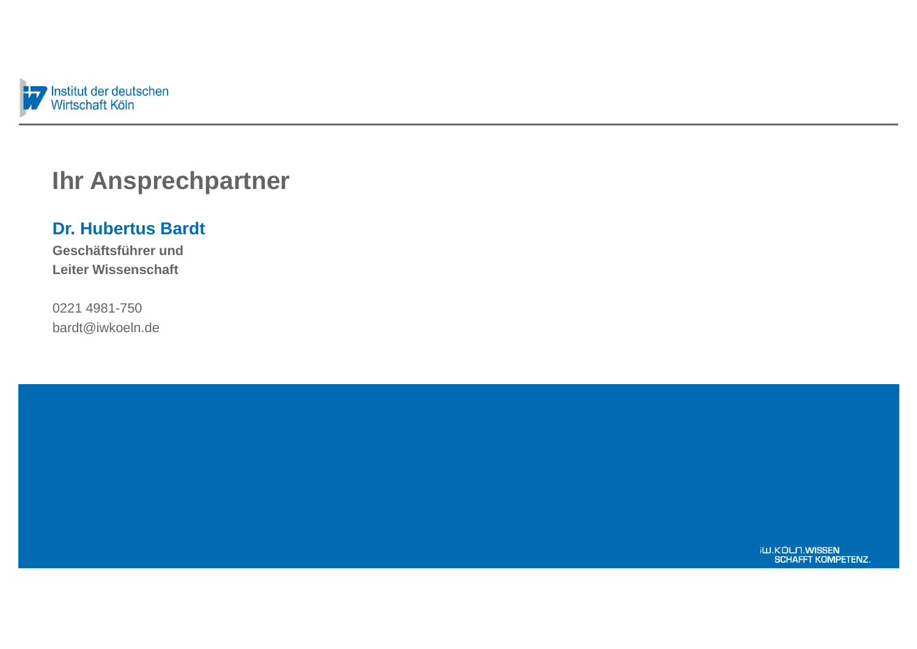Institut der deutschen Wirtschaft Köln

# Ihr Ansprechpartner

## Dr. Hubertus Bardt

**Geschäftsführer und**
**Leiter Wissenschaft**

0221 4981-750
bardt@iwkoeln.de

iW.KÖLN.WISSEN SCHAFFT KOMPETENZ.